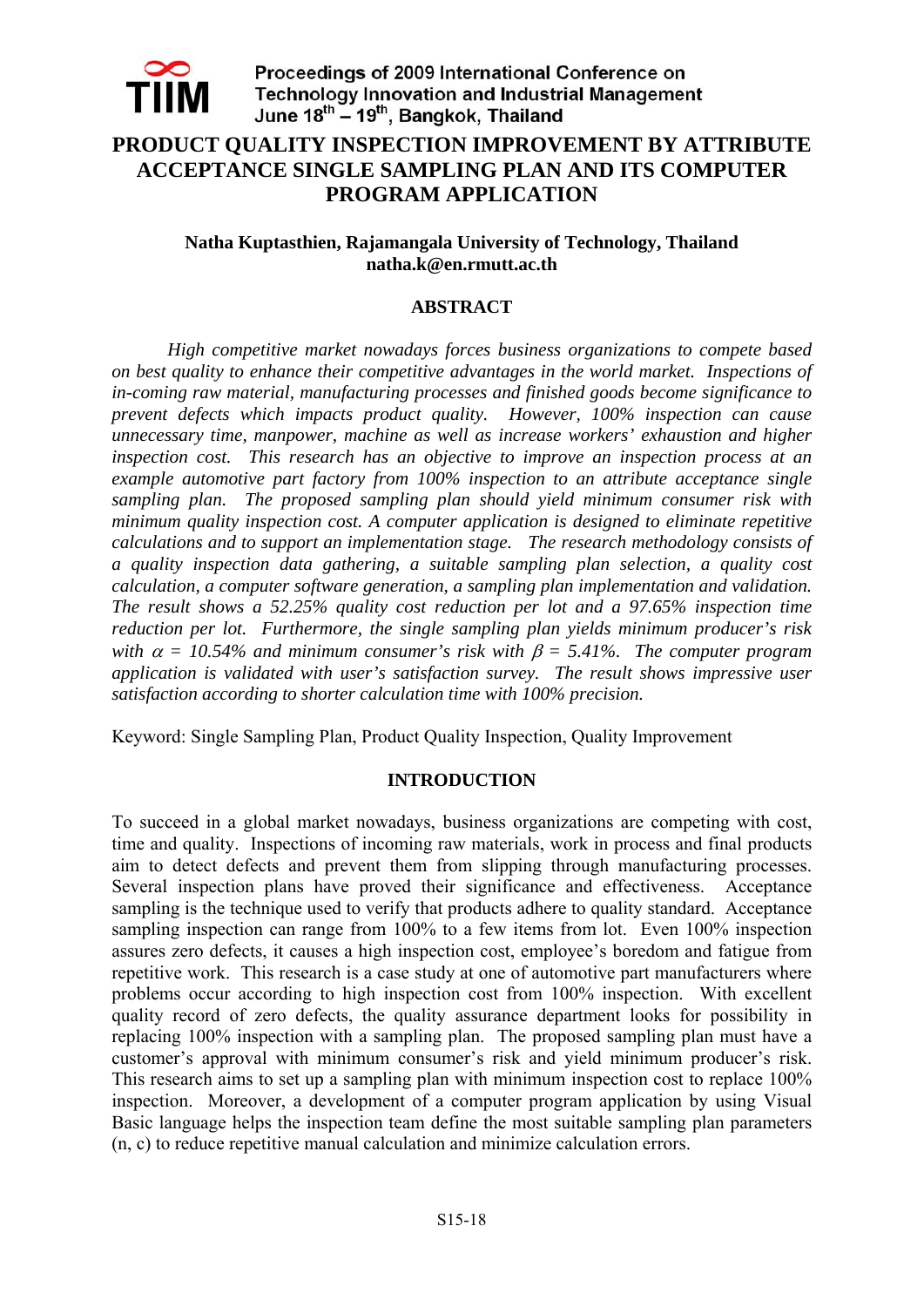# PRODUCT QUALITY INSPECTION IMPROVEMENT BY ATTRIBUTE ACCEPTANCE SINGLE SAMPLING PLAN AND ITS COMPUTER PROGRAM APPLICATION

**Natha Kuptasthien, Rajamangala University of Technology, Thailand**
**natha.k@en.rmutt.ac.th**

## ABSTRACT

*High competitive market nowadays forces business organizations to compete based on best quality to enhance their competitive advantages in the world market. Inspections of in-coming raw material, manufacturing processes and finished goods become significance to prevent defects which impacts product quality. However, 100% inspection can cause unnecessary time, manpower, machine as well as increase workers' exhaustion and higher inspection cost. This research has an objective to improve an inspection process at an example automotive part factory from 100% inspection to an attribute acceptance single sampling plan. The proposed sampling plan should yield minimum consumer risk with minimum quality inspection cost. A computer application is designed to eliminate repetitive calculations and to support an implementation stage. The research methodology consists of a quality inspection data gathering, a suitable sampling plan selection, a quality cost calculation, a computer software generation, a sampling plan implementation and validation. The result shows a 52.25% quality cost reduction per lot and a 97.65% inspection time reduction per lot. Furthermore, the single sampling plan yields minimum producer's risk with $\alpha$ = 10.54% and minimum consumer's risk with $\beta$ = 5.41%. The computer program application is validated with user's satisfaction survey. The result shows impressive user satisfaction according to shorter calculation time with 100% precision.*

Keyword: Single Sampling Plan, Product Quality Inspection, Quality Improvement

## INTRODUCTION

To succeed in a global market nowadays, business organizations are competing with cost, time and quality. Inspections of incoming raw materials, work in process and final products aim to detect defects and prevent them from slipping through manufacturing processes. Several inspection plans have proved their significance and effectiveness. Acceptance sampling is the technique used to verify that products adhere to quality standard. Acceptance sampling inspection can range from 100% to a few items from lot. Even 100% inspection assures zero defects, it causes a high inspection cost, employee's boredom and fatigue from repetitive work. This research is a case study at one of automotive part manufacturers where problems occur according to high inspection cost from 100% inspection. With excellent quality record of zero defects, the quality assurance department looks for possibility in replacing 100% inspection with a sampling plan. The proposed sampling plan must have a customer's approval with minimum consumer's risk and yield minimum producer's risk. This research aims to set up a sampling plan with minimum inspection cost to replace 100% inspection. Moreover, a development of a computer program application by using Visual Basic language helps the inspection team define the most suitable sampling plan parameters (n, c) to reduce repetitive manual calculation and minimize calculation errors.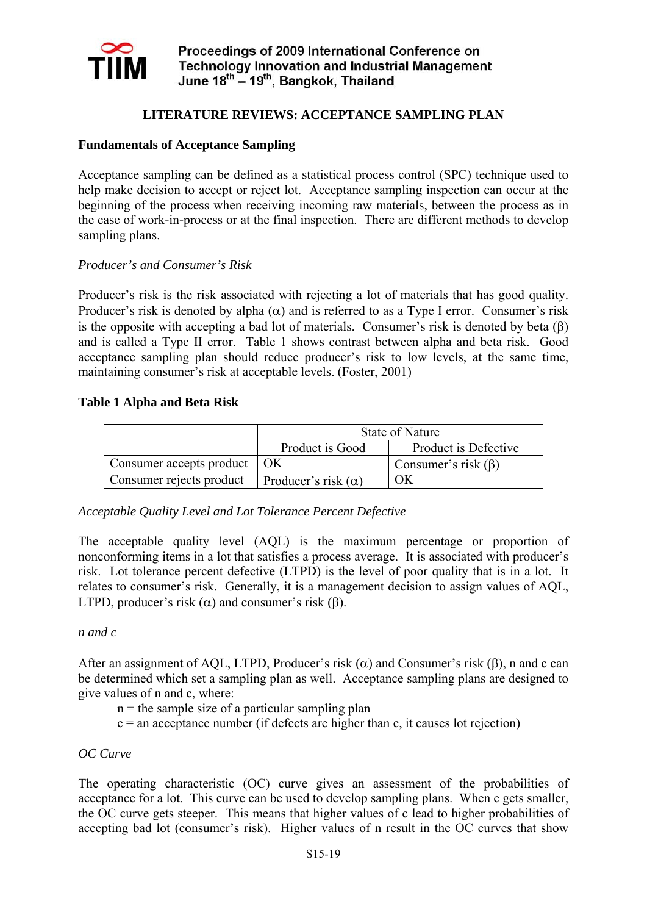## LITERATURE REVIEWS: ACCEPTANCE SAMPLING PLAN

### Fundamentals of Acceptance Sampling

Acceptance sampling can be defined as a statistical process control (SPC) technique used to help make decision to accept or reject lot. Acceptance sampling inspection can occur at the beginning of the process when receiving incoming raw materials, between the process as in the case of work-in-process or at the final inspection. There are different methods to develop sampling plans.

*Producer's and Consumer's Risk*

Producer's risk is the risk associated with rejecting a lot of materials that has good quality. Producer's risk is denoted by alpha ($\alpha$) and is referred to as a Type I error. Consumer's risk is the opposite with accepting a bad lot of materials. Consumer's risk is denoted by beta ($\beta$) and is called a Type II error. Table 1 shows contrast between alpha and beta risk. Good acceptance sampling plan should reduce producer's risk to low levels, at the same time, maintaining consumer's risk at acceptable levels. (Foster, 2001)

**Table 1 Alpha and Beta Risk**

| | State of Nature | |
|---|---|---|
| | Product is Good | Product is Defective |
| Consumer accepts product | OK | Consumer's risk ($\beta$) |
| Consumer rejects product | Producer's risk ($\alpha$) | OK |

*Acceptable Quality Level and Lot Tolerance Percent Defective*

The acceptable quality level (AQL) is the maximum percentage or proportion of nonconforming items in a lot that satisfies a process average. It is associated with producer's risk. Lot tolerance percent defective (LTPD) is the level of poor quality that is in a lot. It relates to consumer's risk. Generally, it is a management decision to assign values of AQL, LTPD, producer's risk ($\alpha$) and consumer's risk ($\beta$).

*n and c*

After an assignment of AQL, LTPD, Producer's risk ($\alpha$) and Consumer's risk ($\beta$), n and c can be determined which set a sampling plan as well. Acceptance sampling plans are designed to give values of n and c, where:

- n = the sample size of a particular sampling plan
- c = an acceptance number (if defects are higher than c, it causes lot rejection)

*OC Curve*

The operating characteristic (OC) curve gives an assessment of the probabilities of acceptance for a lot. This curve can be used to develop sampling plans. When c gets smaller, the OC curve gets steeper. This means that higher values of c lead to higher probabilities of accepting bad lot (consumer's risk). Higher values of n result in the OC curves that show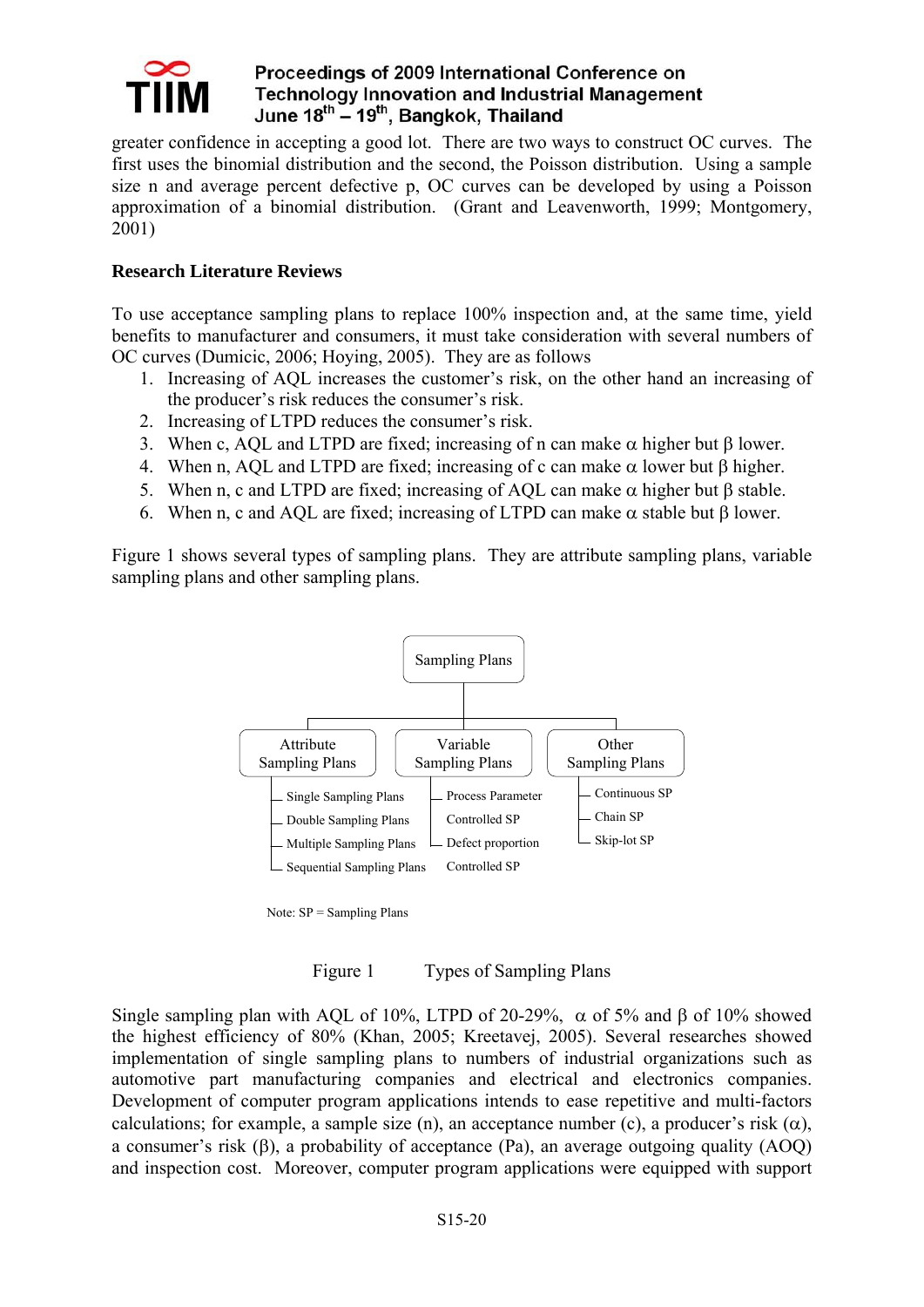greater confidence in accepting a good lot. There are two ways to construct OC curves. The first uses the binomial distribution and the second, the Poisson distribution. Using a sample size n and average percent defective p, OC curves can be developed by using a Poisson approximation of a binomial distribution. (Grant and Leavenworth, 1999; Montgomery, 2001)

**Research Literature Reviews**

To use acceptance sampling plans to replace 100% inspection and, at the same time, yield benefits to manufacturer and consumers, it must take consideration with several numbers of OC curves (Dumicic, 2006; Hoying, 2005). They are as follows

1. Increasing of AQL increases the customer's risk, on the other hand an increasing of the producer's risk reduces the consumer's risk.
2. Increasing of LTPD reduces the consumer's risk.
3. When c, AQL and LTPD are fixed; increasing of n can make $\alpha$ higher but $\beta$ lower.
4. When n, AQL and LTPD are fixed; increasing of c can make $\alpha$ lower but $\beta$ higher.
5. When n, c and LTPD are fixed; increasing of AQL can make $\alpha$ higher but $\beta$ stable.
6. When n, c and AQL are fixed; increasing of LTPD can make $\alpha$ stable but $\beta$ lower.

Figure 1 shows several types of sampling plans. They are attribute sampling plans, variable sampling plans and other sampling plans.

Sampling Plans

- Attribute Sampling Plans
  - Single Sampling Plans
  - Double Sampling Plans
  - Multiple Sampling Plans
  - Sequential Sampling Plans
- Variable Sampling Plans
  - Process Parameter Controlled SP
  - Defect proportion Controlled SP
- Other Sampling Plans
  - Continuous SP
  - Chain SP
  - Skip-lot SP

Note: SP = Sampling Plans

Figure 1 Types of Sampling Plans

Single sampling plan with AQL of 10%, LTPD of 20-29%, $\alpha$ of 5% and $\beta$ of 10% showed the highest efficiency of 80% (Khan, 2005; Kreetavej, 2005). Several researches showed implementation of single sampling plans to numbers of industrial organizations such as automotive part manufacturing companies and electrical and electronics companies. Development of computer program applications intends to ease repetitive and multi-factors calculations; for example, a sample size (n), an acceptance number (c), a producer's risk ($\alpha$), a consumer's risk ($\beta$), a probability of acceptance (Pa), an average outgoing quality (AOQ) and inspection cost. Moreover, computer program applications were equipped with support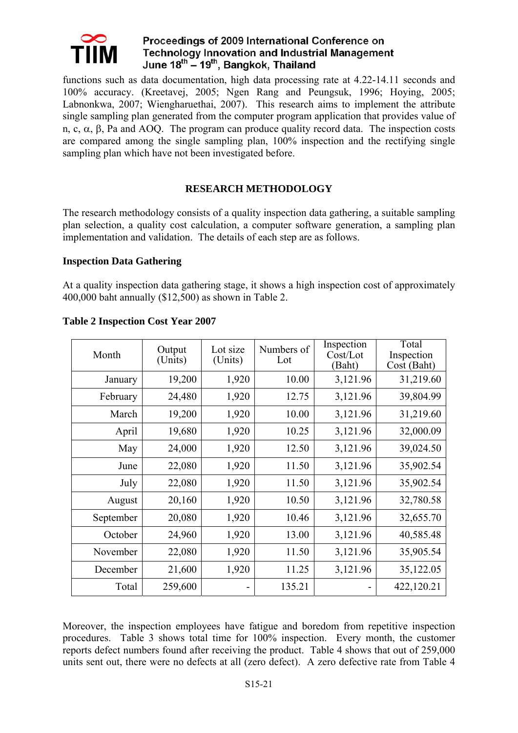functions such as data documentation, high data processing rate at 4.22-14.11 seconds and 100% accuracy. (Kreetavej, 2005; Ngen Rang and Peungsuk, 1996; Hoying, 2005; Labnonkwa, 2007; Wiengharuethai, 2007). This research aims to implement the attribute single sampling plan generated from the computer program application that provides value of n, c, $\alpha$, $\beta$, Pa and AOQ. The program can produce quality record data. The inspection costs are compared among the single sampling plan, 100% inspection and the rectifying single sampling plan which have not been investigated before.

## RESEARCH METHODOLOGY

The research methodology consists of a quality inspection data gathering, a suitable sampling plan selection, a quality cost calculation, a computer software generation, a sampling plan implementation and validation. The details of each step are as follows.

### Inspection Data Gathering

At a quality inspection data gathering stage, it shows a high inspection cost of approximately 400,000 baht annually ($12,500) as shown in Table 2.

**Table 2 Inspection Cost Year 2007**

| Month | Output (Units) | Lot size (Units) | Numbers of Lot | Inspection Cost/Lot (Baht) | Total Inspection Cost (Baht) |
|---|---|---|---|---|---|
| January | 19,200 | 1,920 | 10.00 | 3,121.96 | 31,219.60 |
| February | 24,480 | 1,920 | 12.75 | 3,121.96 | 39,804.99 |
| March | 19,200 | 1,920 | 10.00 | 3,121.96 | 31,219.60 |
| April | 19,680 | 1,920 | 10.25 | 3,121.96 | 32,000.09 |
| May | 24,000 | 1,920 | 12.50 | 3,121.96 | 39,024.50 |
| June | 22,080 | 1,920 | 11.50 | 3,121.96 | 35,902.54 |
| July | 22,080 | 1,920 | 11.50 | 3,121.96 | 35,902.54 |
| August | 20,160 | 1,920 | 10.50 | 3,121.96 | 32,780.58 |
| September | 20,080 | 1,920 | 10.46 | 3,121.96 | 32,655.70 |
| October | 24,960 | 1,920 | 13.00 | 3,121.96 | 40,585.48 |
| November | 22,080 | 1,920 | 11.50 | 3,121.96 | 35,905.54 |
| December | 21,600 | 1,920 | 11.25 | 3,121.96 | 35,122.05 |
| Total | 259,600 | - | 135.21 | - | 422,120.21 |

Moreover, the inspection employees have fatigue and boredom from repetitive inspection procedures. Table 3 shows total time for 100% inspection. Every month, the customer reports defect numbers found after receiving the product. Table 4 shows that out of 259,000 units sent out, there were no defects at all (zero defect). A zero defective rate from Table 4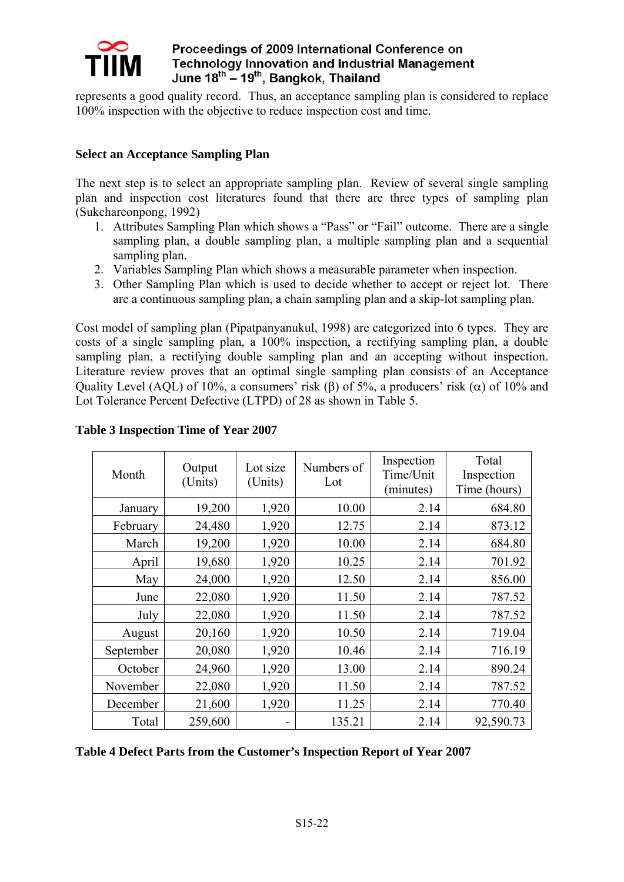represents a good quality record. Thus, an acceptance sampling plan is considered to replace 100% inspection with the objective to reduce inspection cost and time.

### Select an Acceptance Sampling Plan

The next step is to select an appropriate sampling plan. Review of several single sampling plan and inspection cost literatures found that there are three types of sampling plan (Sukchareonpong, 1992)

1. Attributes Sampling Plan which shows a "Pass" or "Fail" outcome. There are a single sampling plan, a double sampling plan, a multiple sampling plan and a sequential sampling plan.
2. Variables Sampling Plan which shows a measurable parameter when inspection.
3. Other Sampling Plan which is used to decide whether to accept or reject lot. There are a continuous sampling plan, a chain sampling plan and a skip-lot sampling plan.

Cost model of sampling plan (Pipatpanyanukul, 1998) are categorized into 6 types. They are costs of a single sampling plan, a 100% inspection, a rectifying sampling plan, a double sampling plan, a rectifying double sampling plan and an accepting without inspection. Literature review proves that an optimal single sampling plan consists of an Acceptance Quality Level (AQL) of 10%, a consumers' risk ($\beta$) of 5%, a producers' risk ($\alpha$) of 10% and Lot Tolerance Percent Defective (LTPD) of 28 as shown in Table 5.

**Table 3 Inspection Time of Year 2007**

| Month | Output (Units) | Lot size (Units) | Numbers of Lot | Inspection Time/Unit (minutes) | Total Inspection Time (hours) |
|---|---|---|---|---|---|
| January | 19,200 | 1,920 | 10.00 | 2.14 | 684.80 |
| February | 24,480 | 1,920 | 12.75 | 2.14 | 873.12 |
| March | 19,200 | 1,920 | 10.00 | 2.14 | 684.80 |
| April | 19,680 | 1,920 | 10.25 | 2.14 | 701.92 |
| May | 24,000 | 1,920 | 12.50 | 2.14 | 856.00 |
| June | 22,080 | 1,920 | 11.50 | 2.14 | 787.52 |
| July | 22,080 | 1,920 | 11.50 | 2.14 | 787.52 |
| August | 20,160 | 1,920 | 10.50 | 2.14 | 719.04 |
| September | 20,080 | 1,920 | 10.46 | 2.14 | 716.19 |
| October | 24,960 | 1,920 | 13.00 | 2.14 | 890.24 |
| November | 22,080 | 1,920 | 11.50 | 2.14 | 787.52 |
| December | 21,600 | 1,920 | 11.25 | 2.14 | 770.40 |
| Total | 259,600 | - | 135.21 | 2.14 | 92,590.73 |

**Table 4 Defect Parts from the Customer's Inspection Report of Year 2007**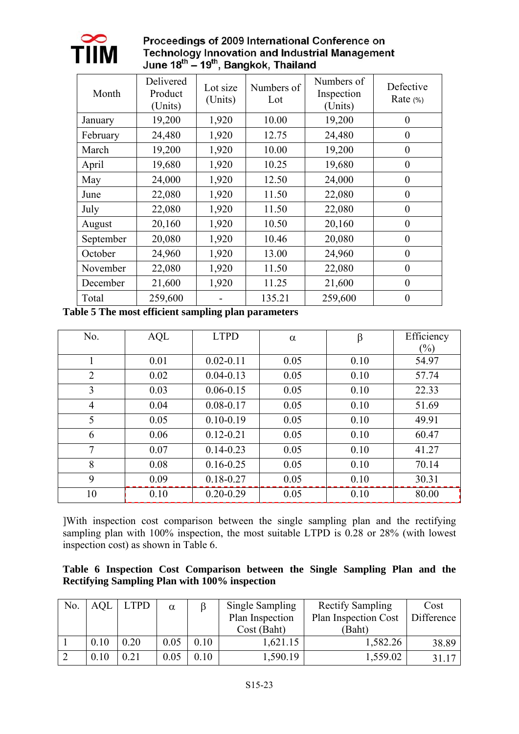| Month | Delivered Product (Units) | Lot size (Units) | Numbers of Lot | Numbers of Inspection (Units) | Defective Rate (%) |
|---|---|---|---|---|---|
| January | 19,200 | 1,920 | 10.00 | 19,200 | 0 |
| February | 24,480 | 1,920 | 12.75 | 24,480 | 0 |
| March | 19,200 | 1,920 | 10.00 | 19,200 | 0 |
| April | 19,680 | 1,920 | 10.25 | 19,680 | 0 |
| May | 24,000 | 1,920 | 12.50 | 24,000 | 0 |
| June | 22,080 | 1,920 | 11.50 | 22,080 | 0 |
| July | 22,080 | 1,920 | 11.50 | 22,080 | 0 |
| August | 20,160 | 1,920 | 10.50 | 20,160 | 0 |
| September | 20,080 | 1,920 | 10.46 | 20,080 | 0 |
| October | 24,960 | 1,920 | 13.00 | 24,960 | 0 |
| November | 22,080 | 1,920 | 11.50 | 22,080 | 0 |
| December | 21,600 | 1,920 | 11.25 | 21,600 | 0 |
| Total | 259,600 | - | 135.21 | 259,600 | 0 |

**Table 5 The most efficient sampling plan parameters**

| No. | AQL | LTPD | $\alpha$ | $\beta$ | Efficiency (%) |
|---|---|---|---|---|---|
| 1 | 0.01 | 0.02-0.11 | 0.05 | 0.10 | 54.97 |
| 2 | 0.02 | 0.04-0.13 | 0.05 | 0.10 | 57.74 |
| 3 | 0.03 | 0.06-0.15 | 0.05 | 0.10 | 22.33 |
| 4 | 0.04 | 0.08-0.17 | 0.05 | 0.10 | 51.69 |
| 5 | 0.05 | 0.10-0.19 | 0.05 | 0.10 | 49.91 |
| 6 | 0.06 | 0.12-0.21 | 0.05 | 0.10 | 60.47 |
| 7 | 0.07 | 0.14-0.23 | 0.05 | 0.10 | 41.27 |
| 8 | 0.08 | 0.16-0.25 | 0.05 | 0.10 | 70.14 |
| 9 | 0.09 | 0.18-0.27 | 0.05 | 0.10 | 30.31 |
| 10 | 0.10 | 0.20-0.29 | 0.05 | 0.10 | 80.00 |

]With inspection cost comparison between the single sampling plan and the rectifying sampling plan with 100% inspection, the most suitable LTPD is 0.28 or 28% (with lowest inspection cost) as shown in Table 6.

**Table 6 Inspection Cost Comparison between the Single Sampling Plan and the Rectifying Sampling Plan with 100% inspection**

| No. | AQL | LTPD | $\alpha$ | $\beta$ | Single Sampling Plan Inspection Cost (Baht) | Rectify Sampling Plan Inspection Cost (Baht) | Cost Difference |
|---|---|---|---|---|---|---|---|
| 1 | 0.10 | 0.20 | 0.05 | 0.10 | 1,621.15 | 1,582.26 | 38.89 |
| 2 | 0.10 | 0.21 | 0.05 | 0.10 | 1,590.19 | 1,559.02 | 31.17 |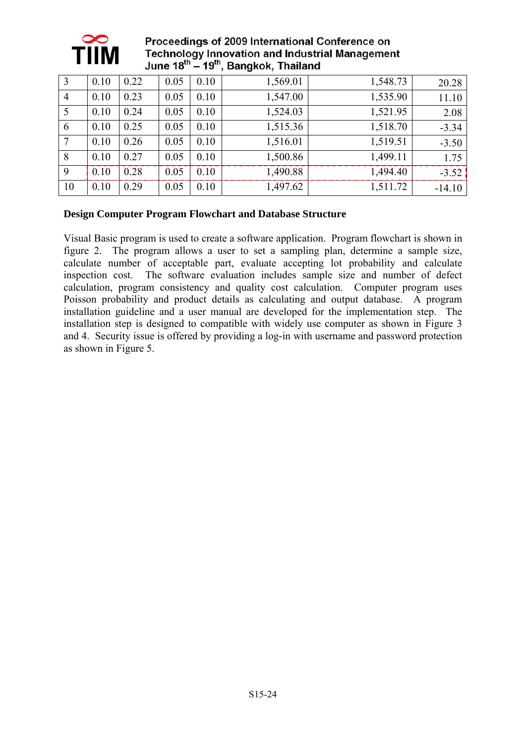| | | | | | | | |
|---|---|---|---|---|---|---|---|
| 3 | 0.10 | 0.22 | 0.05 | 0.10 | 1,569.01 | 1,548.73 | 20.28 |
| 4 | 0.10 | 0.23 | 0.05 | 0.10 | 1,547.00 | 1,535.90 | 11.10 |
| 5 | 0.10 | 0.24 | 0.05 | 0.10 | 1,524.03 | 1,521.95 | 2.08 |
| 6 | 0.10 | 0.25 | 0.05 | 0.10 | 1,515.36 | 1,518.70 | -3.34 |
| 7 | 0.10 | 0.26 | 0.05 | 0.10 | 1,516.01 | 1,519.51 | -3.50 |
| 8 | 0.10 | 0.27 | 0.05 | 0.10 | 1,500.86 | 1,499.11 | 1.75 |
| 9 | 0.10 | 0.28 | 0.05 | 0.10 | 1,490.88 | 1,494.40 | -3.52 |
| 10 | 0.10 | 0.29 | 0.05 | 0.10 | 1,497.62 | 1,511.72 | -14.10 |

**Design Computer Program Flowchart and Database Structure**

Visual Basic program is used to create a software application. Program flowchart is shown in figure 2. The program allows a user to set a sampling plan, determine a sample size, calculate number of acceptable part, evaluate accepting lot probability and calculate inspection cost. The software evaluation includes sample size and number of defect calculation, program consistency and quality cost calculation. Computer program uses Poisson probability and product details as calculating and output database. A program installation guideline and a user manual are developed for the implementation step. The installation step is designed to compatible with widely use computer as shown in Figure 3 and 4. Security issue is offered by providing a log-in with username and password protection as shown in Figure 5.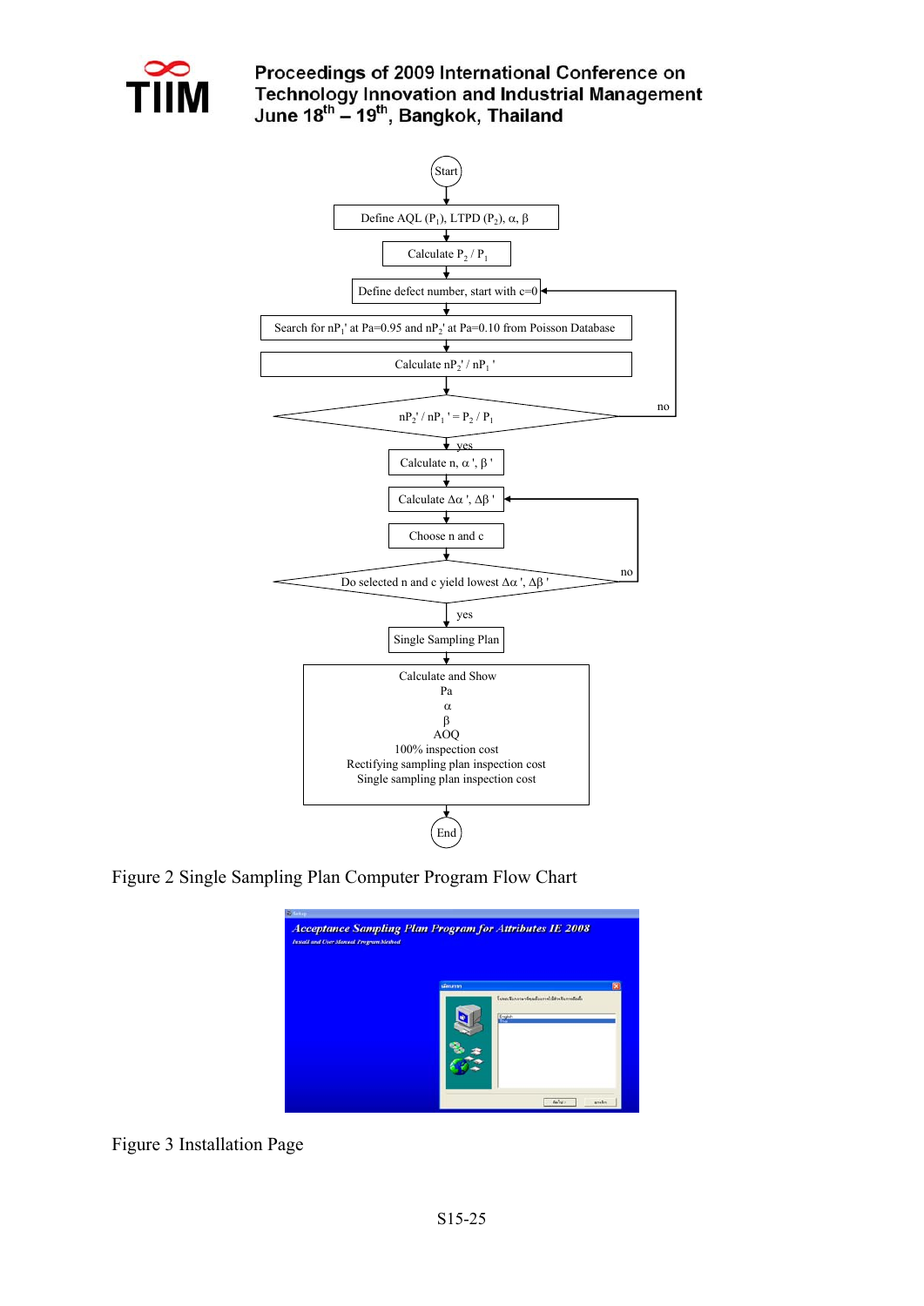Start

Define AQL ($P_1$), LTPD ($P_2$), $\alpha$, $\beta$

Calculate $P_2 / P_1$

Define defect number, start with c=0

Search for $nP_1'$ at Pa=0.95 and $nP_2'$ at Pa=0.10 from Poisson Database

Calculate $nP_2' / nP_1'$

$nP_2' / nP_1' = P_2 / P_1$ — no: return to "Define defect number"; yes: continue

Calculate n, $\alpha'$, $\beta'$

Calculate $\Delta\alpha'$, $\Delta\beta'$

Choose n and c

Do selected n and c yield lowest $\Delta\alpha'$, $\Delta\beta'$ — no: return to "Calculate $\Delta\alpha'$, $\Delta\beta'$"; yes: continue

Single Sampling Plan

Calculate and Show
Pa
$\alpha$
$\beta$
AOQ
100% inspection cost
Rectifying sampling plan inspection cost
Single sampling plan inspection cost

End

Figure 2 Single Sampling Plan Computer Program Flow Chart

Figure 3 Installation Page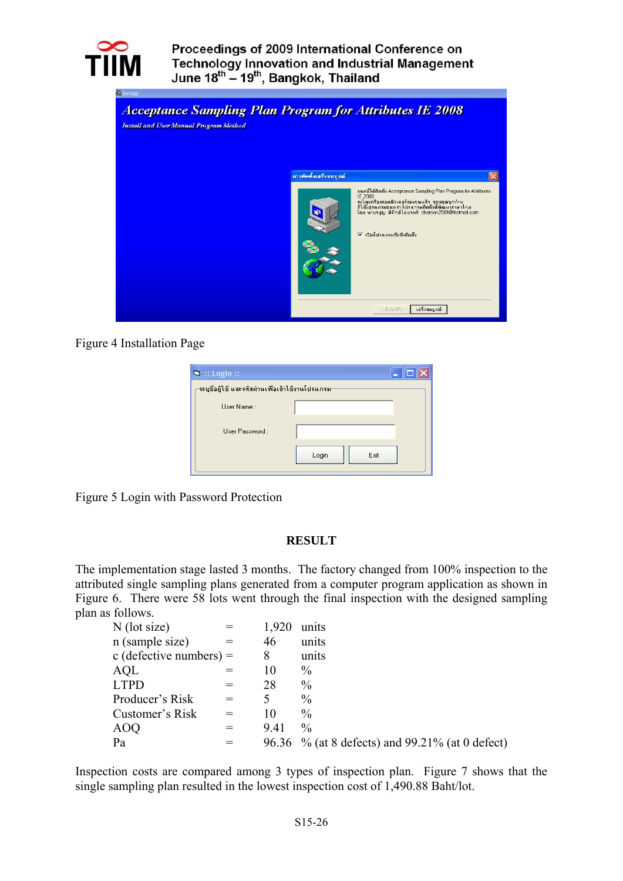Figure 4 Installation Page

Figure 5 Login with Password Protection

## RESULT

The implementation stage lasted 3 months. The factory changed from 100% inspection to the attributed single sampling plans generated from a computer program application as shown in Figure 6. There were 58 lots went through the final inspection with the designed sampling plan as follows.

| | | | |
|---|---|---|---|
| N (lot size) | = | 1,920 | units |
| n (sample size) | = | 46 | units |
| c (defective numbers) | = | 8 | units |
| AQL | = | 10 | % |
| LTPD | = | 28 | % |
| Producer's Risk | = | 5 | % |
| Customer's Risk | = | 10 | % |
| AOQ | = | 9.41 | % |
| Pa | = | 96.36 | % (at 8 defects) and 99.21% (at 0 defect) |

Inspection costs are compared among 3 types of inspection plan. Figure 7 shows that the single sampling plan resulted in the lowest inspection cost of 1,490.88 Baht/lot.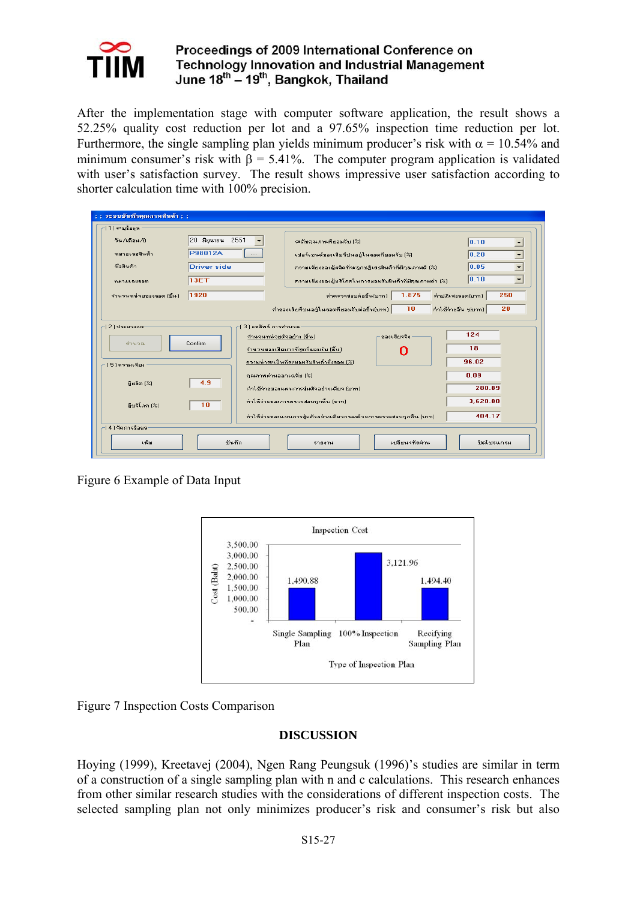After the implementation stage with computer software application, the result shows a 52.25% quality cost reduction per lot and a 97.65% inspection time reduction per lot. Furthermore, the single sampling plan yields minimum producer's risk with $\alpha$ = 10.54% and minimum consumer's risk with $\beta$ = 5.41%. The computer program application is validated with user's satisfaction survey. The result shows impressive user satisfaction according to shorter calculation time with 100% precision.

Figure 6 Example of Data Input

Figure 7 Inspection Costs Comparison

## DISCUSSION

Hoying (1999), Kreetavej (2004), Ngen Rang Peungsuk (1996)'s studies are similar in term of a construction of a single sampling plan with n and c calculations. This research enhances from other similar research studies with the considerations of different inspection costs. The selected sampling plan not only minimizes producer's risk and consumer's risk but also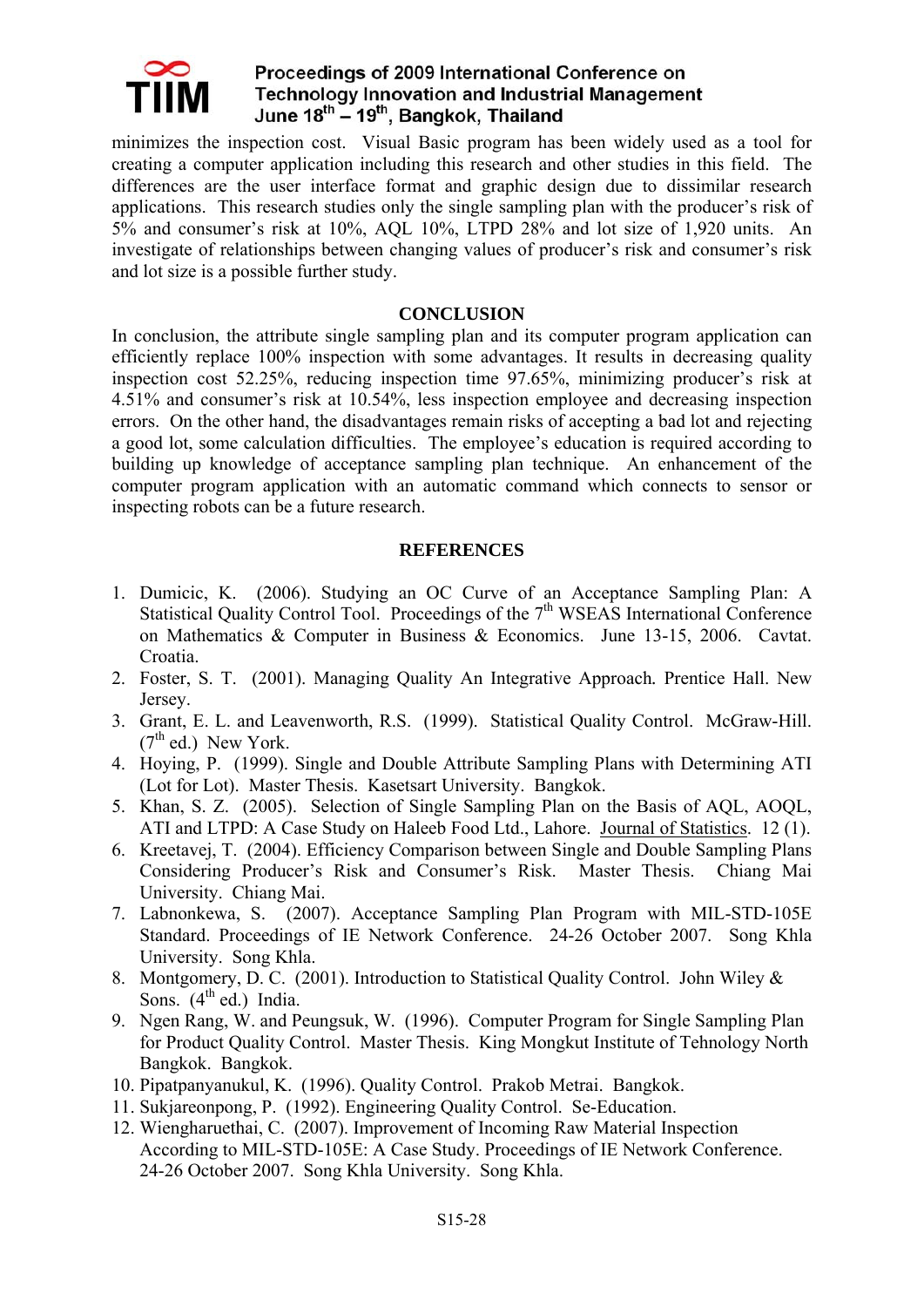minimizes the inspection cost. Visual Basic program has been widely used as a tool for creating a computer application including this research and other studies in this field. The differences are the user interface format and graphic design due to dissimilar research applications. This research studies only the single sampling plan with the producer's risk of 5% and consumer's risk at 10%, AQL 10%, LTPD 28% and lot size of 1,920 units. An investigate of relationships between changing values of producer's risk and consumer's risk and lot size is a possible further study.

## CONCLUSION

In conclusion, the attribute single sampling plan and its computer program application can efficiently replace 100% inspection with some advantages. It results in decreasing quality inspection cost 52.25%, reducing inspection time 97.65%, minimizing producer's risk at 4.51% and consumer's risk at 10.54%, less inspection employee and decreasing inspection errors. On the other hand, the disadvantages remain risks of accepting a bad lot and rejecting a good lot, some calculation difficulties. The employee's education is required according to building up knowledge of acceptance sampling plan technique. An enhancement of the computer program application with an automatic command which connects to sensor or inspecting robots can be a future research.

## REFERENCES

1. Dumicic, K. (2006). Studying an OC Curve of an Acceptance Sampling Plan: A Statistical Quality Control Tool. Proceedings of the 7th WSEAS International Conference on Mathematics & Computer in Business & Economics. June 13-15, 2006. Cavtat. Croatia.
2. Foster, S. T. (2001). Managing Quality An Integrative Approach. Prentice Hall. New Jersey.
3. Grant, E. L. and Leavenworth, R.S. (1999). Statistical Quality Control. McGraw-Hill. (7th ed.) New York.
4. Hoying, P. (1999). Single and Double Attribute Sampling Plans with Determining ATI (Lot for Lot). Master Thesis. Kasetsart University. Bangkok.
5. Khan, S. Z. (2005). Selection of Single Sampling Plan on the Basis of AQL, AOQL, ATI and LTPD: A Case Study on Haleeb Food Ltd., Lahore. Journal of Statistics. 12 (1).
6. Kreetavej, T. (2004). Efficiency Comparison between Single and Double Sampling Plans Considering Producer's Risk and Consumer's Risk. Master Thesis. Chiang Mai University. Chiang Mai.
7. Labnonkewa, S. (2007). Acceptance Sampling Plan Program with MIL-STD-105E Standard. Proceedings of IE Network Conference. 24-26 October 2007. Song Khla University. Song Khla.
8. Montgomery, D. C. (2001). Introduction to Statistical Quality Control. John Wiley & Sons. (4th ed.) India.
9. Ngen Rang, W. and Peungsuk, W. (1996). Computer Program for Single Sampling Plan for Product Quality Control. Master Thesis. King Mongkut Institute of Tehnology North Bangkok. Bangkok.
10. Pipatpanyanukul, K. (1996). Quality Control. Prakob Metrai. Bangkok.
11. Sukjareonpong, P. (1992). Engineering Quality Control. Se-Education.
12. Wiengharuethai, C. (2007). Improvement of Incoming Raw Material Inspection According to MIL-STD-105E: A Case Study. Proceedings of IE Network Conference. 24-26 October 2007. Song Khla University. Song Khla.